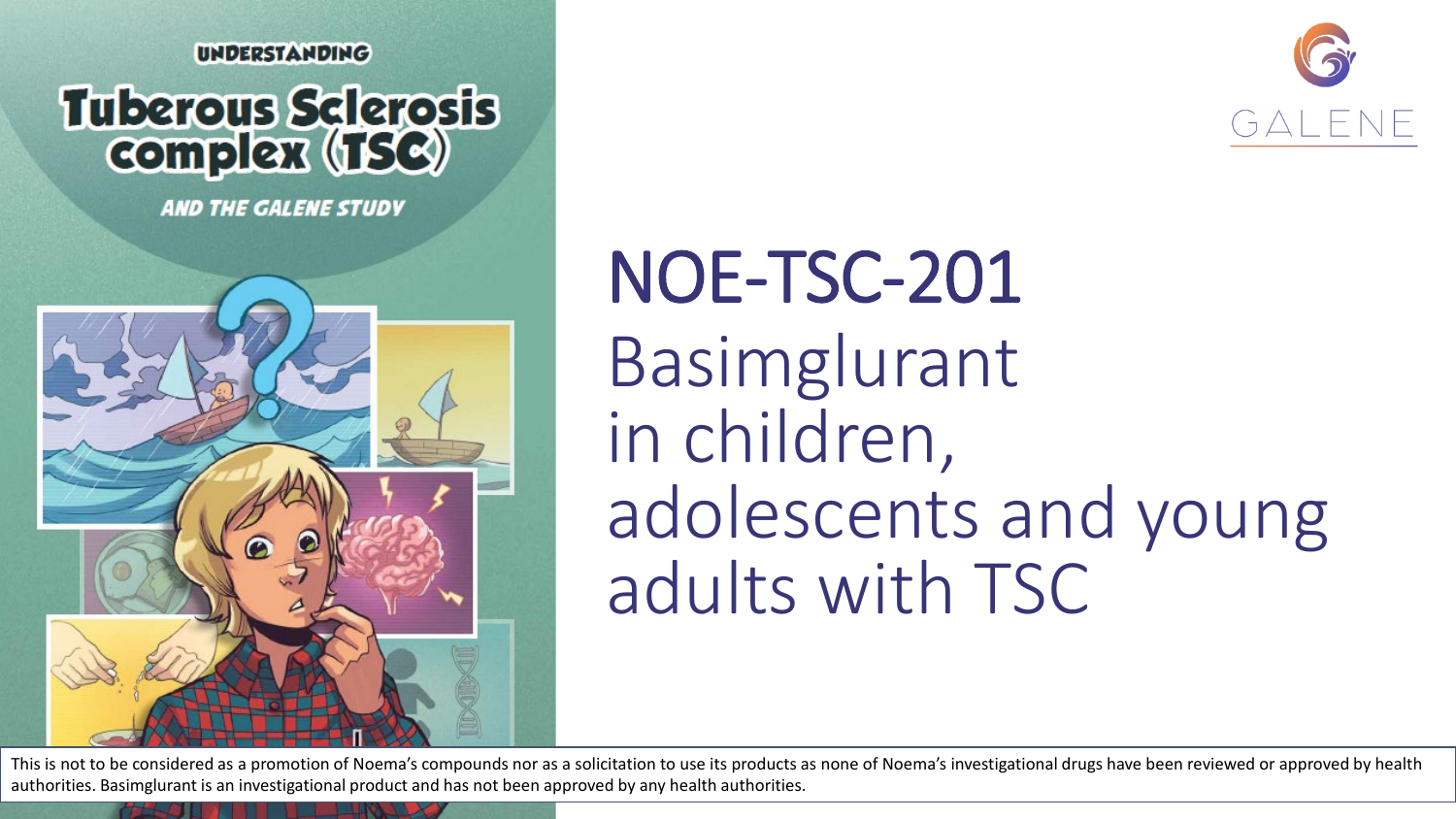UNDERSTANDING

# Tuberous Sclerosis complex (TSC)

*AND THE GALENE STUDY*

GALENE

# NOE-TSC-201

## Basimglurant in children, adolescents and young adults with TSC

This is not to be considered as a promotion of Noema's compounds nor as a solicitation to use its products as none of Noema's investigational drugs have been reviewed or approved by health authorities. Basimglurant is an investigational product and has not been approved by any health authorities.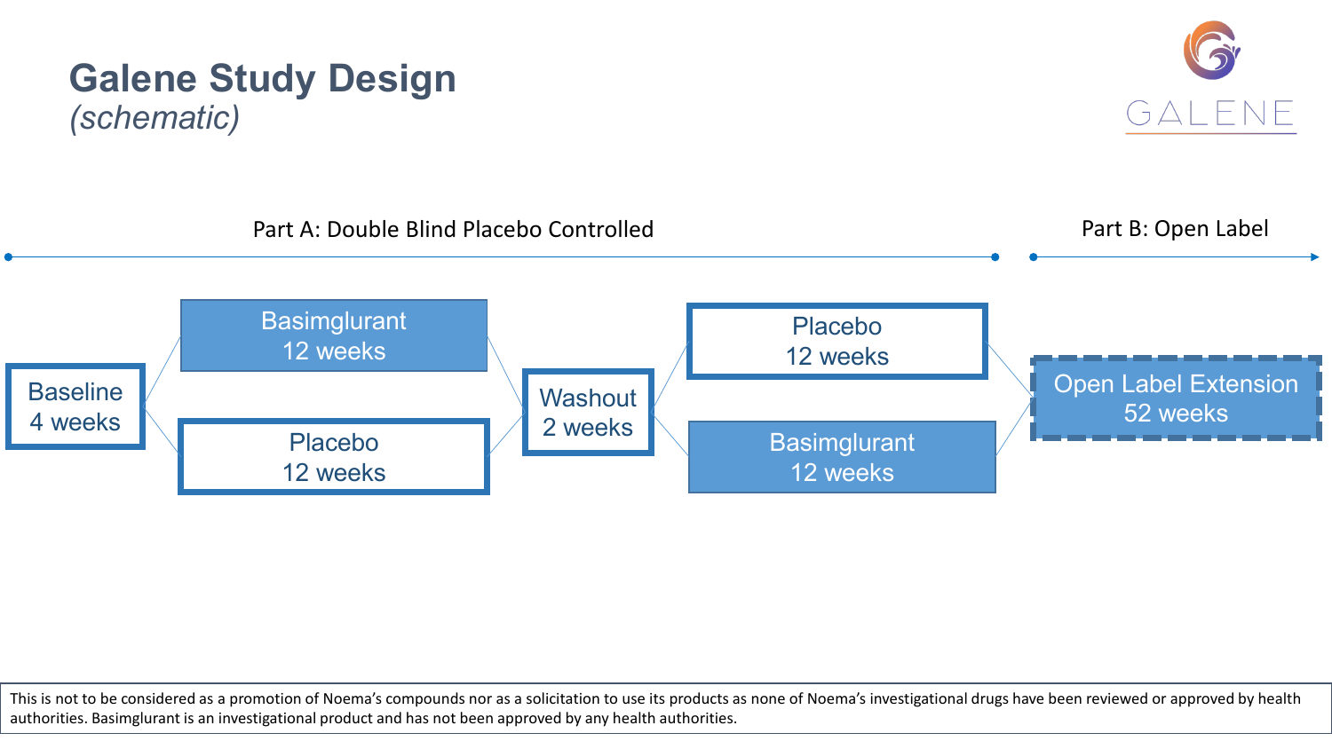# Galene Study Design

*(schematic)*

GALENE

Part A: Double Blind Placebo Controlled

Part B: Open Label

Baseline
4 weeks

Basimglurant
12 weeks

Placebo
12 weeks

Washout
2 weeks

Placebo
12 weeks

Basimglurant
12 weeks

Open Label Extension
52 weeks

This is not to be considered as a promotion of Noema's compounds nor as a solicitation to use its products as none of Noema's investigational drugs have been reviewed or approved by health authorities. Basimglurant is an investigational product and has not been approved by any health authorities.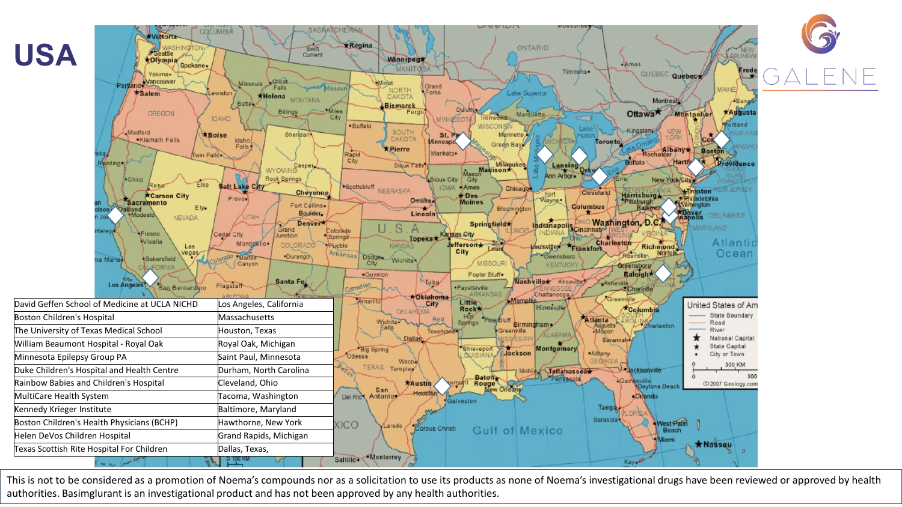# USA

GALENE

| David Geffen School of Medicine at UCLA NICHD | Los Angeles, California |
|---|---|
| Boston Children's Hospital | Massachusetts |
| The University of Texas Medical School | Houston, Texas |
| William Beaumont Hospital - Royal Oak | Royal Oak, Michigan |
| Minnesota Epilepsy Group PA | Saint Paul, Minnesota |
| Duke Children's Hospital and Health Centre | Durham, North Carolina |
| Rainbow Babies and Children's Hospital | Cleveland, Ohio |
| MultiCare Health System | Tacoma, Washington |
| Kennedy Krieger Institute | Baltimore, Maryland |
| Boston Children's Health Physicians (BCHP) | Hawthorne, New York |
| Helen DeVos Children Hospital | Grand Rapids, Michigan |
| Texas Scottish Rite Hospital For Children | Dallas, Texas, |

This is not to be considered as a promotion of Noema's compounds nor as a solicitation to use its products as none of Noema's investigational drugs have been reviewed or approved by health authorities. Basimglurant is an investigational product and has not been approved by any health authorities.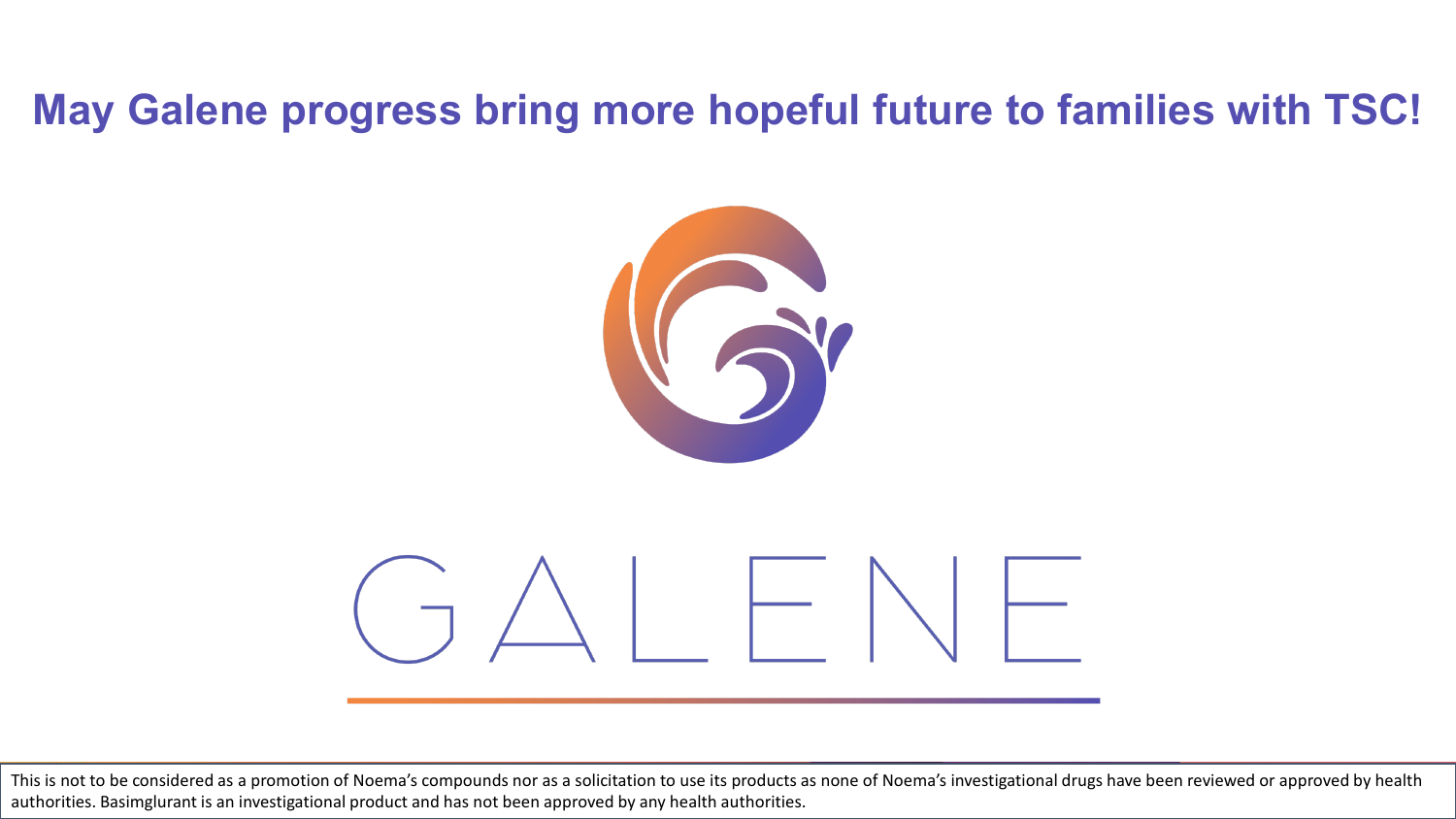# May Galene progress bring more hopeful future to families with TSC!

GALENE

This is not to be considered as a promotion of Noema's compounds nor as a solicitation to use its products as none of Noema's investigational drugs have been reviewed or approved by health authorities. Basimglurant is an investigational product and has not been approved by any health authorities.